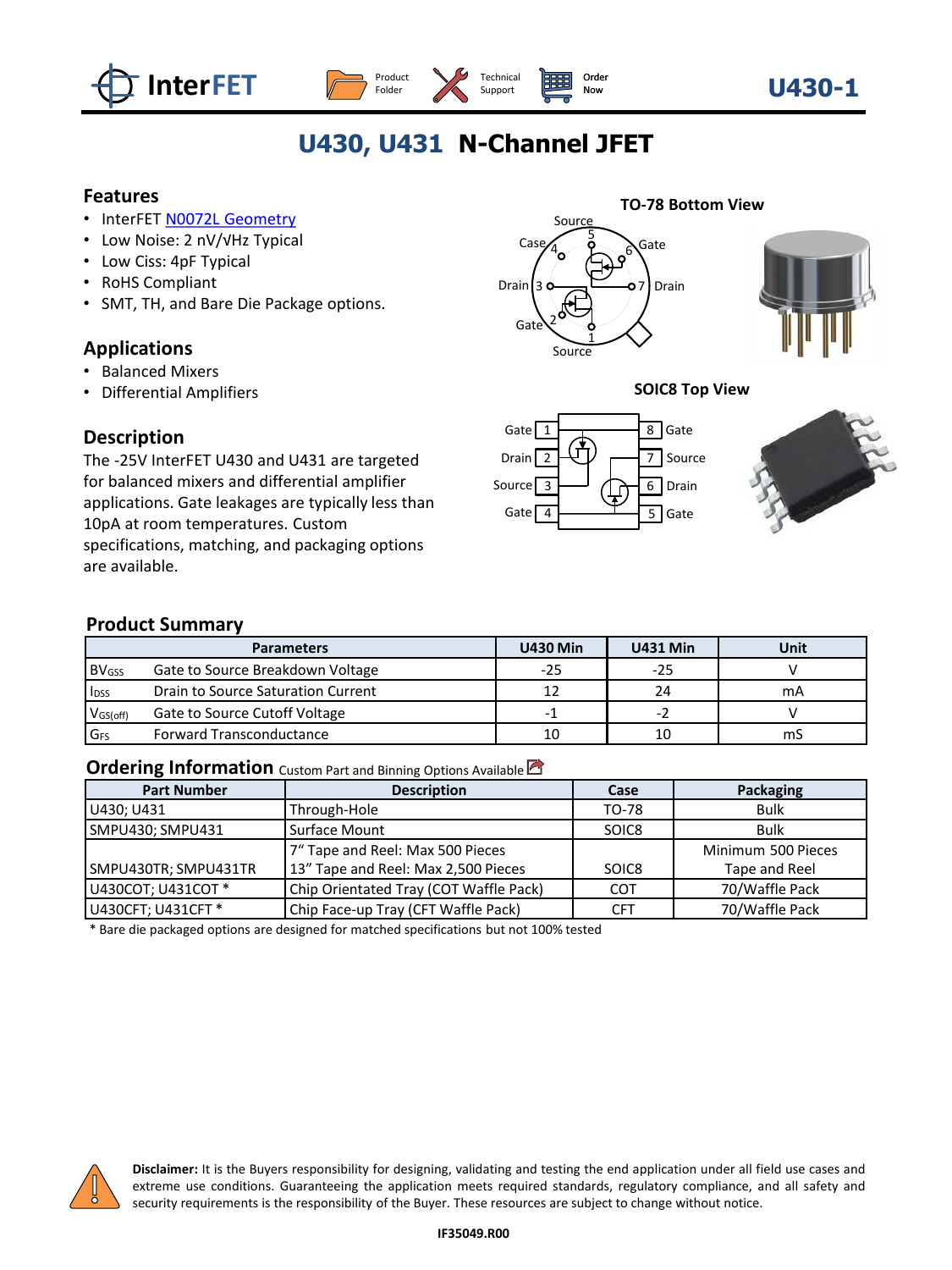# U430, U431 N-Channel JFET

## Features

- InterFET N0072L Geometry
- Low Noise: 2 nV/√Hz Typical
- Low Ciss: 4pF Typical
- RoHS Compliant
- SMT, TH, and Bare Die Package options.

## Applications

- Balanced Mixers
- Differential Amplifiers

## Description

The -25V InterFET U430 and U431 are targeted for balanced mixers and differential amplifier applications. Gate leakages are typically less than 10pA at room temperatures. Custom specifications, matching, and packaging options are available.

**TO-78 Bottom View**

Source 5, Case 4, Gate 6, Drain 3, Drain 7, Gate 2, Source 1

**SOIC8 Top View**

| Pin | Function | Pin | Function |
|---|---|---|---|
| 1 | Gate | 8 | Gate |
| 2 | Drain | 7 | Source |
| 3 | Source | 6 | Drain |
| 4 | Gate | 5 | Gate |

## Product Summary

| Parameters | | U430 Min | U431 Min | Unit |
|---|---|---|---|---|
| $BV_{GSS}$ | Gate to Source Breakdown Voltage | -25 | -25 | V |
| $I_{DSS}$ | Drain to Source Saturation Current | 12 | 24 | mA |
| $V_{GS(off)}$ | Gate to Source Cutoff Voltage | -1 | -2 | V |
| $G_{FS}$ | Forward Transconductance | 10 | 10 | mS |

## Ordering Information Custom Part and Binning Options Available

| Part Number | Description | Case | Packaging |
|---|---|---|---|
| U430; U431 | Through-Hole | TO-78 | Bulk |
| SMPU430; SMPU431 | Surface Mount | SOIC8 | Bulk |
| SMPU430TR; SMPU431TR | 7" Tape and Reel: Max 500 Pieces<br>13" Tape and Reel: Max 2,500 Pieces | SOIC8 | Minimum 500 Pieces Tape and Reel |
| U430COT; U431COT * | Chip Orientated Tray (COT Waffle Pack) | COT | 70/Waffle Pack |
| U430CFT; U431CFT * | Chip Face-up Tray (CFT Waffle Pack) | CFT | 70/Waffle Pack |

\* Bare die packaged options are designed for matched specifications but not 100% tested

**Disclaimer:** It is the Buyers responsibility for designing, validating and testing the end application under all field use cases and extreme use conditions. Guaranteeing the application meets required standards, regulatory compliance, and all safety and security requirements is the responsibility of the Buyer. These resources are subject to change without notice.

IF35049.R00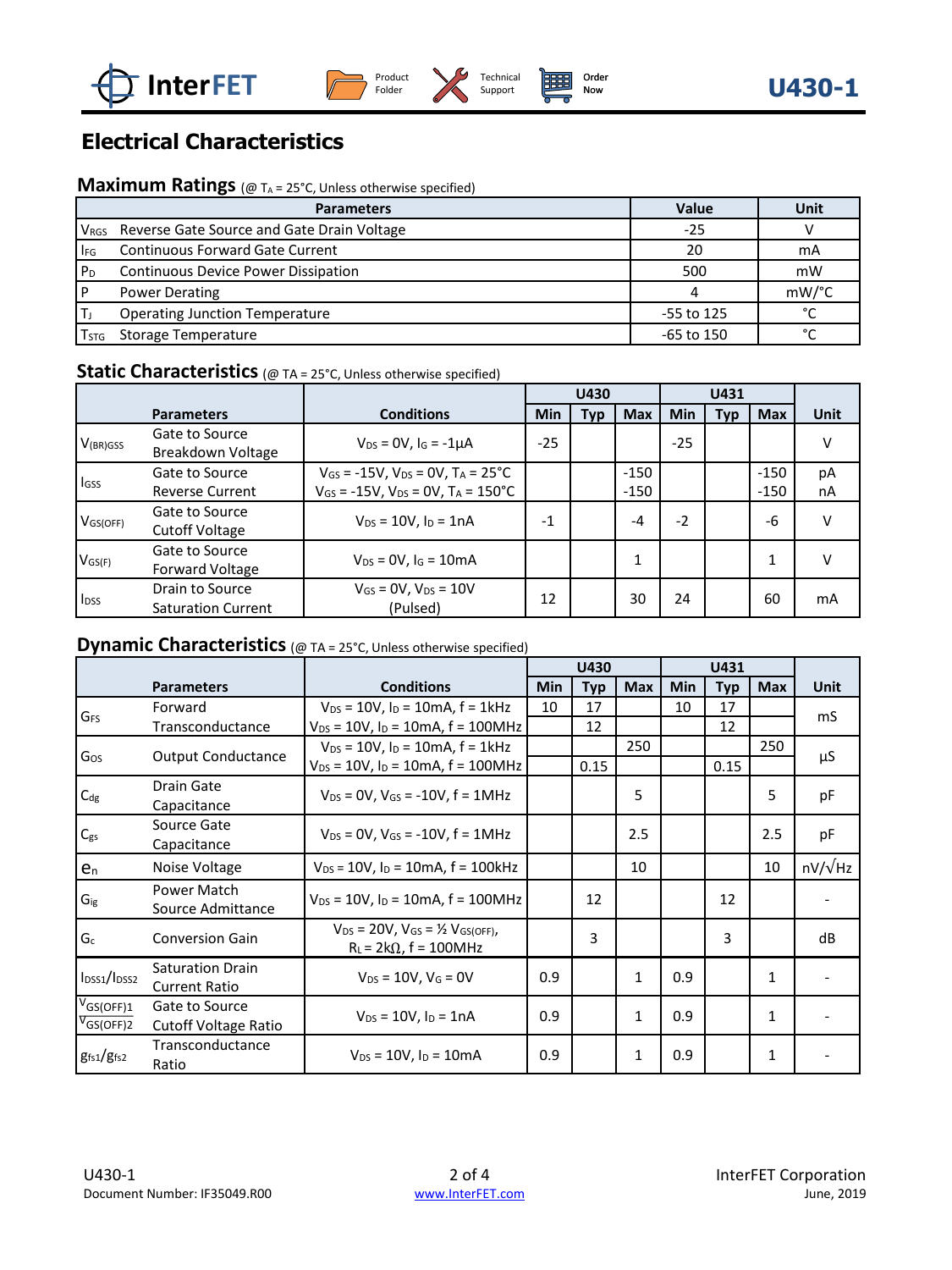## Electrical Characteristics

### Maximum Ratings (@ $T_A$ = 25°C, Unless otherwise specified)

| Parameters | | Value | Unit |
|---|---|---|---|
| $V_{RGS}$ | Reverse Gate Source and Gate Drain Voltage | -25 | V |
| $I_{FG}$ | Continuous Forward Gate Current | 20 | mA |
| $P_D$ | Continuous Device Power Dissipation | 500 | mW |
| P | Power Derating | 4 | mW/°C |
| $T_J$ | Operating Junction Temperature | -55 to 125 | °C |
| $T_{STG}$ | Storage Temperature | -65 to 150 | °C |

### Static Characteristics (@ TA = 25°C, Unless otherwise specified)

| | Parameters | Conditions | U430 | | | U431 | | | Unit |
|---|---|---|---|---|---|---|---|---|---|
| | | | Min | Typ | Max | Min | Typ | Max | |
| $V_{(BR)GSS}$ | Gate to Source Breakdown Voltage | $V_{DS}$ = 0V, $I_G$ = -1µA | -25 | | | -25 | | | V |
| $I_{GSS}$ | Gate to Source Reverse Current | $V_{GS}$ = -15V, $V_{DS}$ = 0V, $T_A$ = 25°C<br>$V_{GS}$ = -15V, $V_{DS}$ = 0V, $T_A$ = 150°C | | | -150<br>-150 | | | -150<br>-150 | pA<br>nA |
| $V_{GS(OFF)}$ | Gate to Source Cutoff Voltage | $V_{DS}$ = 10V, $I_D$ = 1nA | -1 | | -4 | -2 | | -6 | V |
| $V_{GS(F)}$ | Gate to Source Forward Voltage | $V_{DS}$ = 0V, $I_G$ = 10mA | | | 1 | | | 1 | V |
| $I_{DSS}$ | Drain to Source Saturation Current | $V_{GS}$ = 0V, $V_{DS}$ = 10V (Pulsed) | 12 | | 30 | 24 | | 60 | mA |

### Dynamic Characteristics (@ TA = 25°C, Unless otherwise specified)

| | Parameters | Conditions | U430 | | | U431 | | | Unit |
|---|---|---|---|---|---|---|---|---|---|
| | | | Min | Typ | Max | Min | Typ | Max | |
| $G_{FS}$ | Forward Transconductance | $V_{DS}$ = 10V, $I_D$ = 10mA, f = 1kHz | 10 | 17 | | 10 | 17 | | mS |
| | | $V_{DS}$ = 10V, $I_D$ = 10mA, f = 100MHz | | 12 | | | 12 | | mS |
| $G_{OS}$ | Output Conductance | $V_{DS}$ = 10V, $I_D$ = 10mA, f = 1kHz | | | 250 | | | 250 | µS |
| | | $V_{DS}$ = 10V, $I_D$ = 10mA, f = 100MHz | | 0.15 | | | 0.15 | | µS |
| $C_{dg}$ | Drain Gate Capacitance | $V_{DS}$ = 0V, $V_{GS}$ = -10V, f = 1MHz | | | 5 | | | 5 | pF |
| $C_{gs}$ | Source Gate Capacitance | $V_{DS}$ = 0V, $V_{GS}$ = -10V, f = 1MHz | | | 2.5 | | | 2.5 | pF |
| $e_n$ | Noise Voltage | $V_{DS}$ = 10V, $I_D$ = 10mA, f = 100kHz | | | 10 | | | 10 | nV/√Hz |
| $G_{ig}$ | Power Match Source Admittance | $V_{DS}$ = 10V, $I_D$ = 10mA, f = 100MHz | | 12 | | | 12 | | - |
| $G_c$ | Conversion Gain | $V_{DS}$ = 20V, $V_{GS}$ = ½ $V_{GS(OFF)}$, $R_L$ = 2kΩ, f = 100MHz | | 3 | | | 3 | | dB |
| $I_{DSS1}/I_{DSS2}$ | Saturation Drain Current Ratio | $V_{DS}$ = 10V, $V_G$ = 0V | 0.9 | | 1 | 0.9 | | 1 | - |
| $\frac{V_{GS(OFF)1}}{V_{GS(OFF)2}}$ | Gate to Source Cutoff Voltage Ratio | $V_{DS}$ = 10V, $I_D$ = 1nA | 0.9 | | 1 | 0.9 | | 1 | - |
| $g_{fs1}/g_{fs2}$ | Transconductance Ratio | $V_{DS}$ = 10V, $I_D$ = 10mA | 0.9 | | 1 | 0.9 | | 1 | - |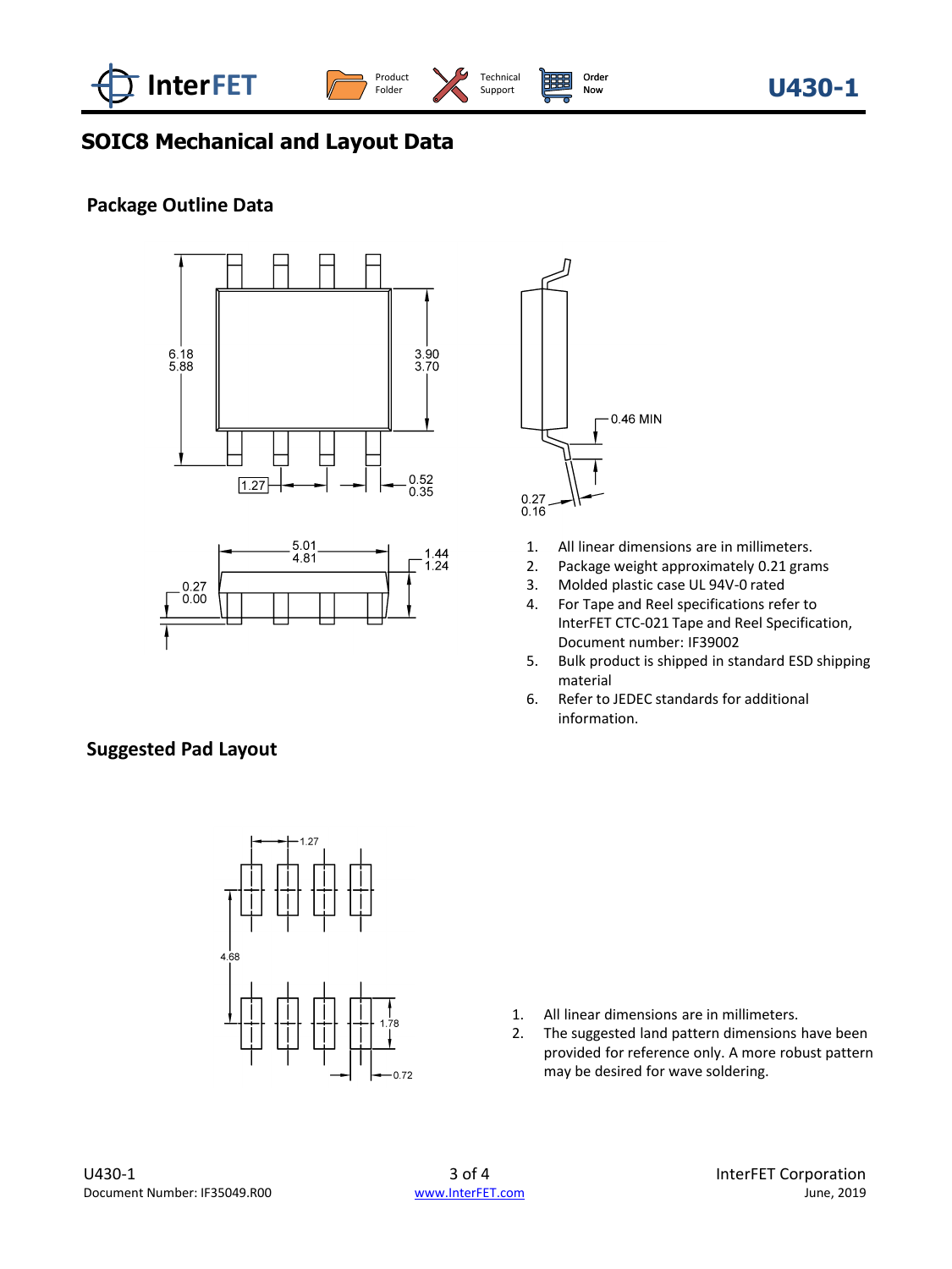# SOIC8 Mechanical and Layout Data

## Package Outline Data

6.18
5.88

3.90
3.70

1.27

0.52
0.35

0.46 MIN

0.27
0.16

5.01
4.81

1.44
1.24

0.27
0.00

1. All linear dimensions are in millimeters.
2. Package weight approximately 0.21 grams
3. Molded plastic case UL 94V-0 rated
4. For Tape and Reel specifications refer to InterFET CTC-021 Tape and Reel Specification, Document number: IF39002
5. Bulk product is shipped in standard ESD shipping material
6. Refer to JEDEC standards for additional information.

## Suggested Pad Layout

1.27

4.68

1.78

0.72

1. All linear dimensions are in millimeters.
2. The suggested land pattern dimensions have been provided for reference only. A more robust pattern may be desired for wave soldering.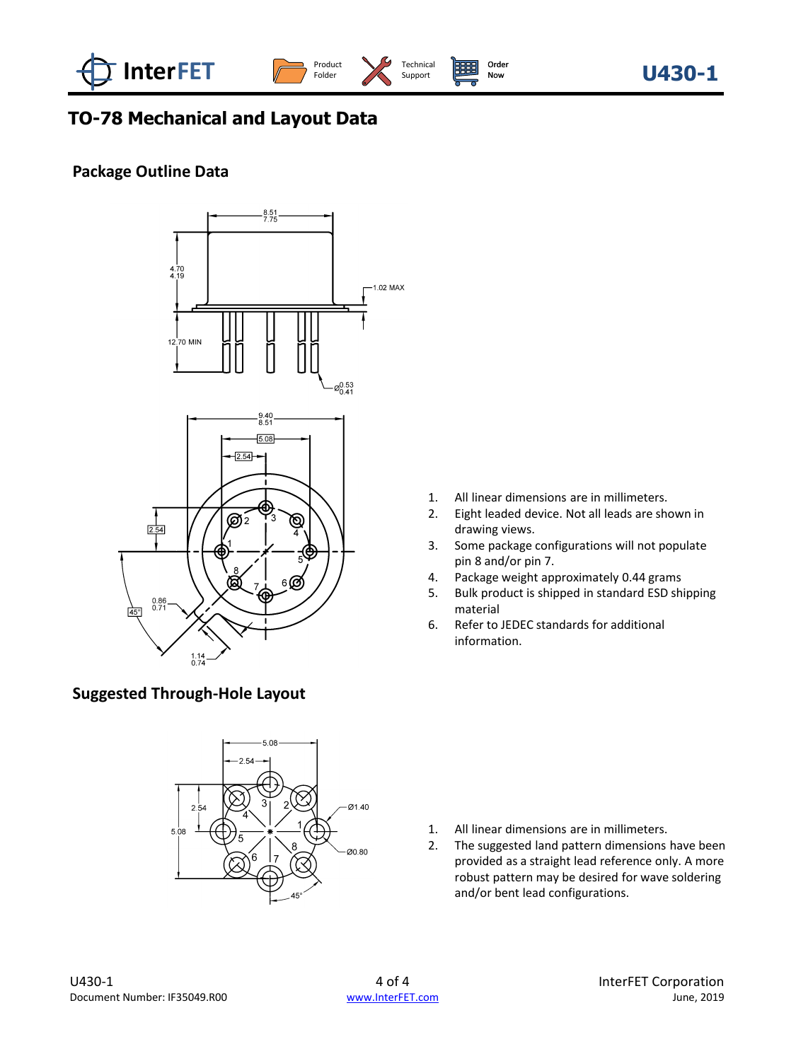# TO-78 Mechanical and Layout Data

## Package Outline Data

1. All linear dimensions are in millimeters.
2. Eight leaded device. Not all leads are shown in drawing views.
3. Some package configurations will not populate pin 8 and/or pin 7.
4. Package weight approximately 0.44 grams
5. Bulk product is shipped in standard ESD shipping material
6. Refer to JEDEC standards for additional information.

## Suggested Through-Hole Layout

1. All linear dimensions are in millimeters.
2. The suggested land pattern dimensions have been provided as a straight lead reference only. A more robust pattern may be desired for wave soldering and/or bent lead configurations.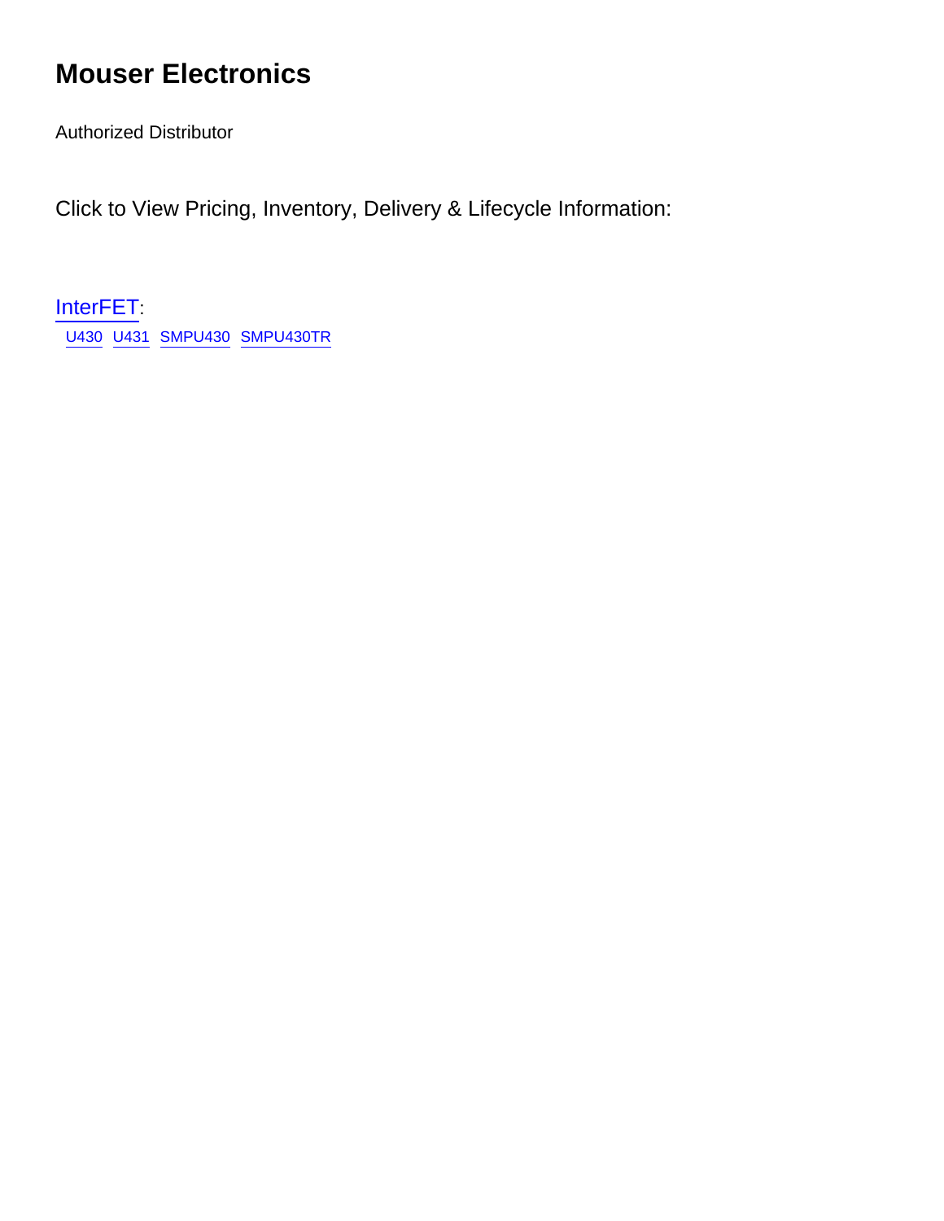# Mouser Electronics

Authorized Distributor

Click to View Pricing, Inventory, Delivery & Lifecycle Information:

InterFET:

U430 U431 SMPU430 SMPU430TR